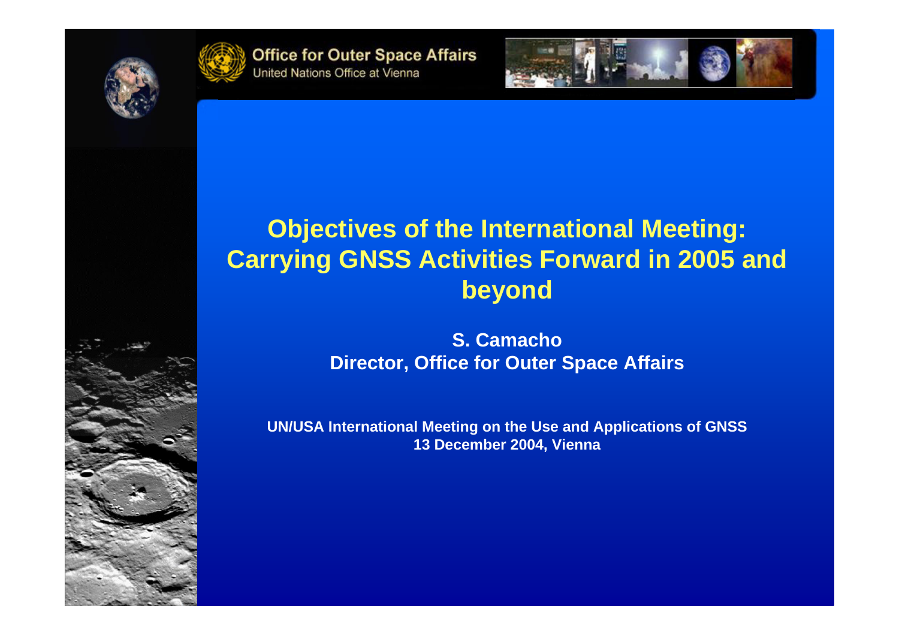Office for Outer Space Affairs
United Nations Office at Vienna

# Objectives of the International Meeting: Carrying GNSS Activities Forward in 2005 and beyond

**S. Camacho**
**Director, Office for Outer Space Affairs**

**UN/USA International Meeting on the Use and Applications of GNSS**
**13 December 2004, Vienna**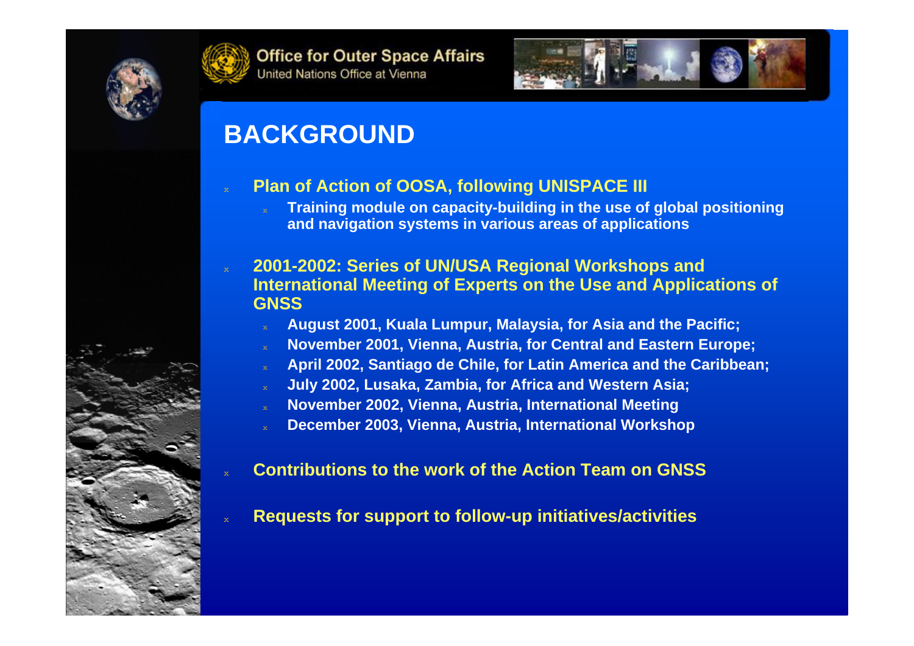# BACKGROUND

- **Plan of Action of OOSA, following UNISPACE III**
  - **Training module on capacity-building in the use of global positioning and navigation systems in various areas of applications**

- **2001-2002: Series of UN/USA Regional Workshops and International Meeting of Experts on the Use and Applications of GNSS**
  - **August 2001, Kuala Lumpur, Malaysia, for Asia and the Pacific;**
  - **November 2001, Vienna, Austria, for Central and Eastern Europe;**
  - **April 2002, Santiago de Chile, for Latin America and the Caribbean;**
  - **July 2002, Lusaka, Zambia, for Africa and Western Asia;**
  - **November 2002, Vienna, Austria, International Meeting**
  - **December 2003, Vienna, Austria, International Workshop**

- **Contributions to the work of the Action Team on GNSS**

- **Requests for support to follow-up initiatives/activities**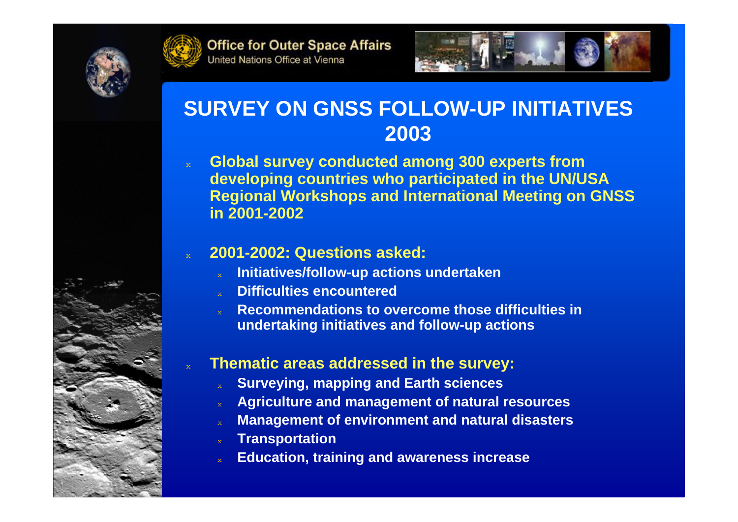# SURVEY ON GNSS FOLLOW-UP INITIATIVES 2003

- **Global survey conducted among 300 experts from developing countries who participated in the UN/USA Regional Workshops and International Meeting on GNSS in 2001-2002**
- **2001-2002: Questions asked:**
  - **Initiatives/follow-up actions undertaken**
  - **Difficulties encountered**
  - **Recommendations to overcome those difficulties in undertaking initiatives and follow-up actions**
- **Thematic areas addressed in the survey:**
  - **Surveying, mapping and Earth sciences**
  - **Agriculture and management of natural resources**
  - **Management of environment and natural disasters**
  - **Transportation**
  - **Education, training and awareness increase**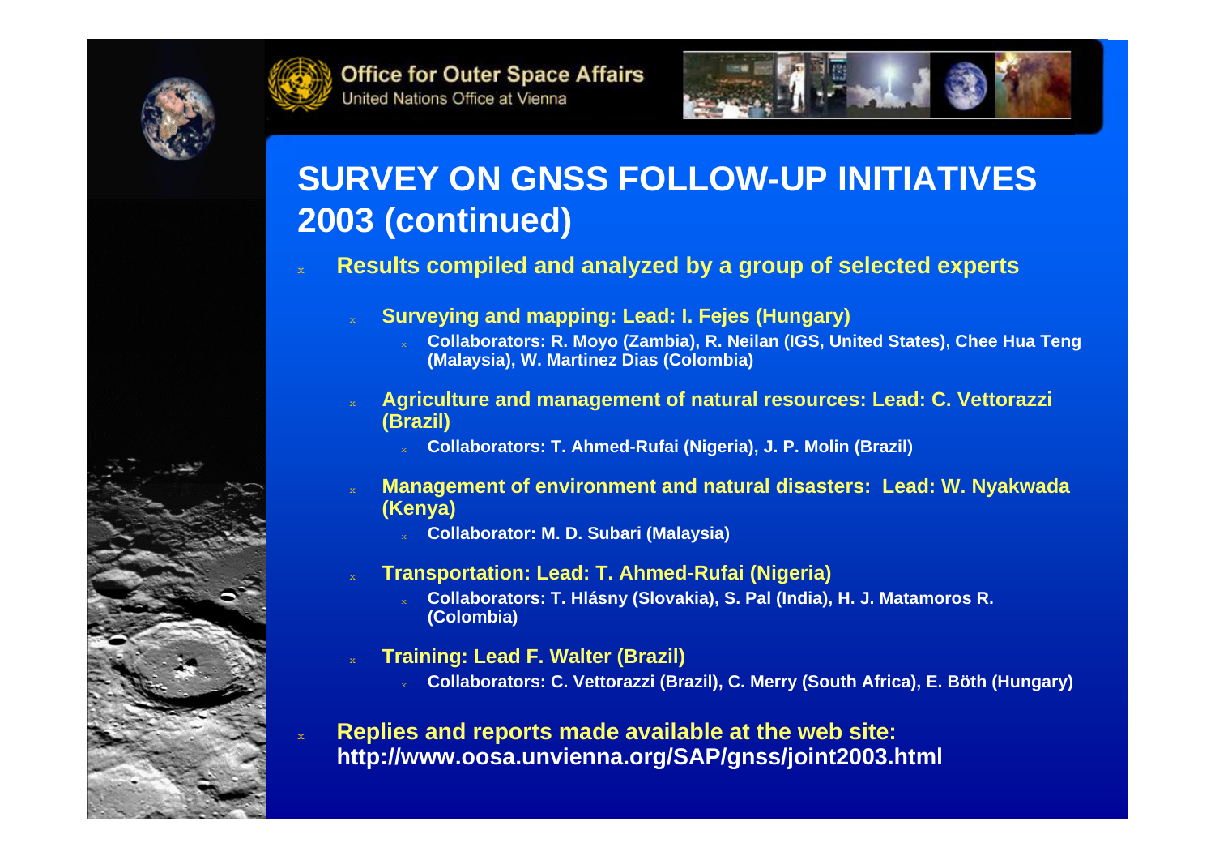# SURVEY ON GNSS FOLLOW-UP INITIATIVES 2003 (continued)

- **Results compiled and analyzed by a group of selected experts**
  - **Surveying and mapping: Lead: I. Fejes (Hungary)**
    - **Collaborators: R. Moyo (Zambia), R. Neilan (IGS, United States), Chee Hua Teng (Malaysia), W. Martinez Dias (Colombia)**
  - **Agriculture and management of natural resources: Lead: C. Vettorazzi (Brazil)**
    - **Collaborators: T. Ahmed-Rufai (Nigeria), J. P. Molin (Brazil)**
  - **Management of environment and natural disasters: Lead: W. Nyakwada (Kenya)**
    - **Collaborator: M. D. Subari (Malaysia)**
  - **Transportation: Lead: T. Ahmed-Rufai (Nigeria)**
    - **Collaborators: T. Hlásny (Slovakia), S. Pal (India), H. J. Matamoros R. (Colombia)**
  - **Training: Lead F. Walter (Brazil)**
    - **Collaborators: C. Vettorazzi (Brazil), C. Merry (South Africa), E. Böth (Hungary)**
- **Replies and reports made available at the web site: http://www.oosa.unvienna.org/SAP/gnss/joint2003.html**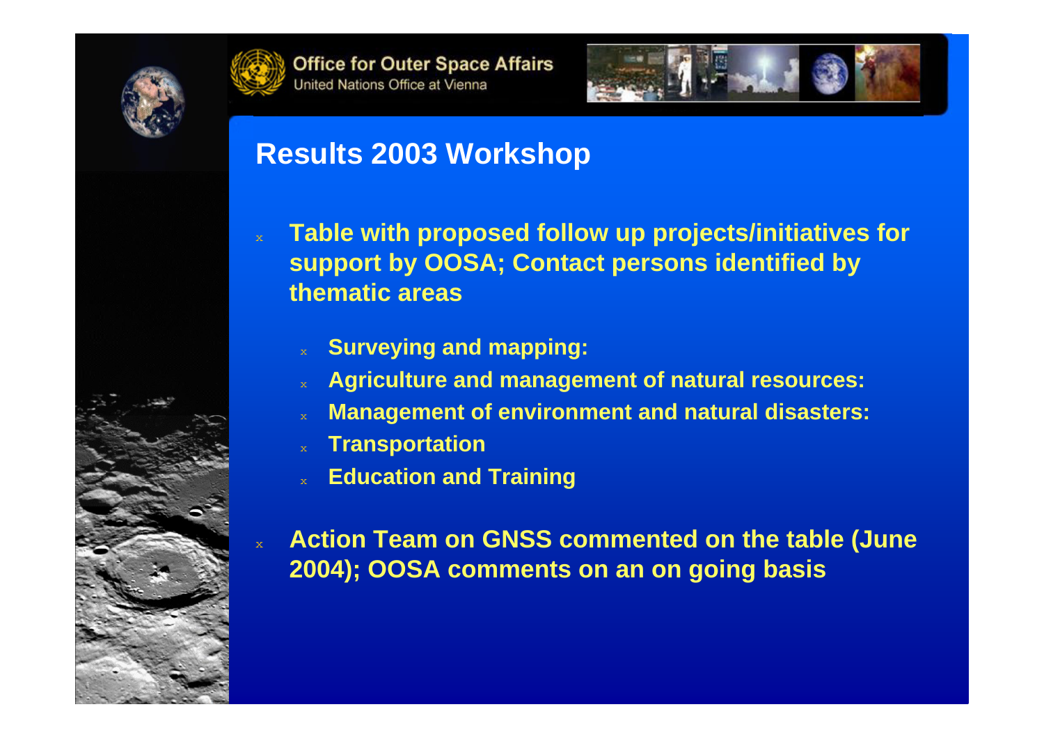# Results 2003 Workshop

- **Table with proposed follow up projects/initiatives for support by OOSA; Contact persons identified by thematic areas**
  - **Surveying and mapping:**
  - **Agriculture and management of natural resources:**
  - **Management of environment and natural disasters:**
  - **Transportation**
  - **Education and Training**
- **Action Team on GNSS commented on the table (June 2004); OOSA comments on an on going basis**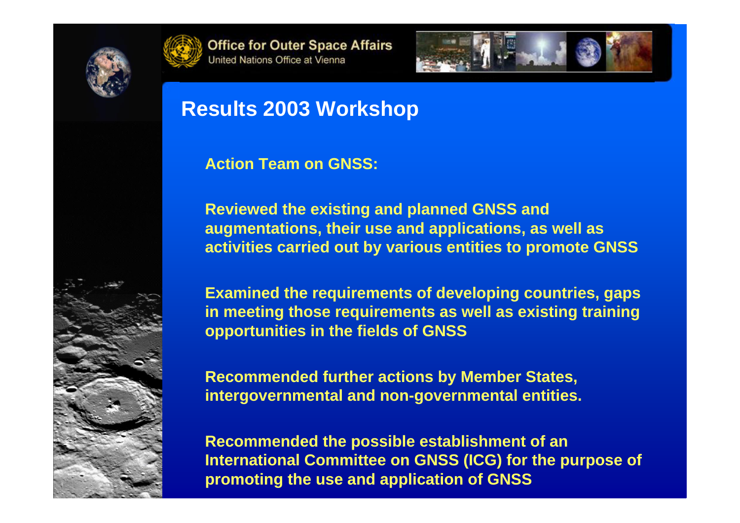## Results 2003 Workshop

**Action Team on GNSS:**

**Reviewed the existing and planned GNSS and augmentations, their use and applications, as well as activities carried out by various entities to promote GNSS**

**Examined the requirements of developing countries, gaps in meeting those requirements as well as existing training opportunities in the fields of GNSS**

**Recommended further actions by Member States, intergovernmental and non-governmental entities.**

**Recommended the possible establishment of an International Committee on GNSS (ICG) for the purpose of promoting the use and application of GNSS**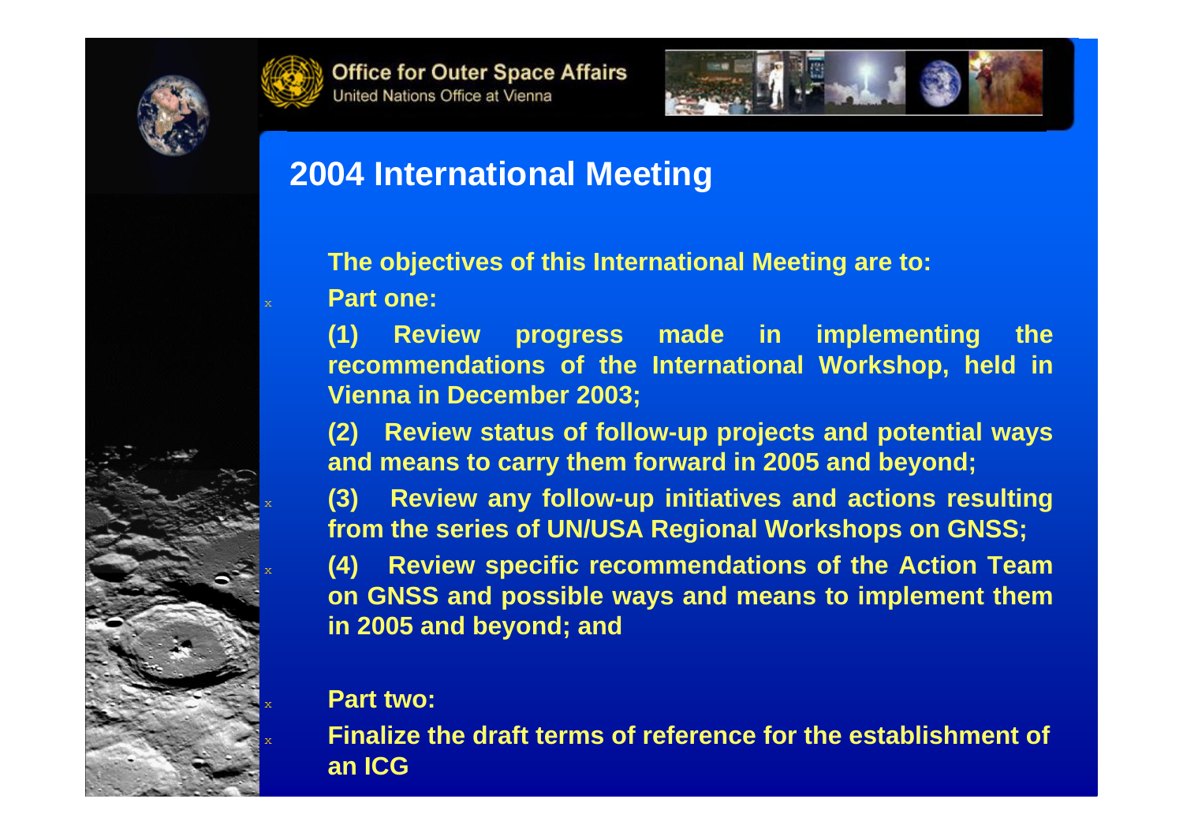## 2004 International Meeting

**The objectives of this International Meeting are to:**

**Part one:**

**(1) Review progress made in implementing the recommendations of the International Workshop, held in Vienna in December 2003;**

**(2) Review status of follow-up projects and potential ways and means to carry them forward in 2005 and beyond;**

**(3) Review any follow-up initiatives and actions resulting from the series of UN/USA Regional Workshops on GNSS;**

**(4) Review specific recommendations of the Action Team on GNSS and possible ways and means to implement them in 2005 and beyond; and**

**Part two:**

**Finalize the draft terms of reference for the establishment of an ICG**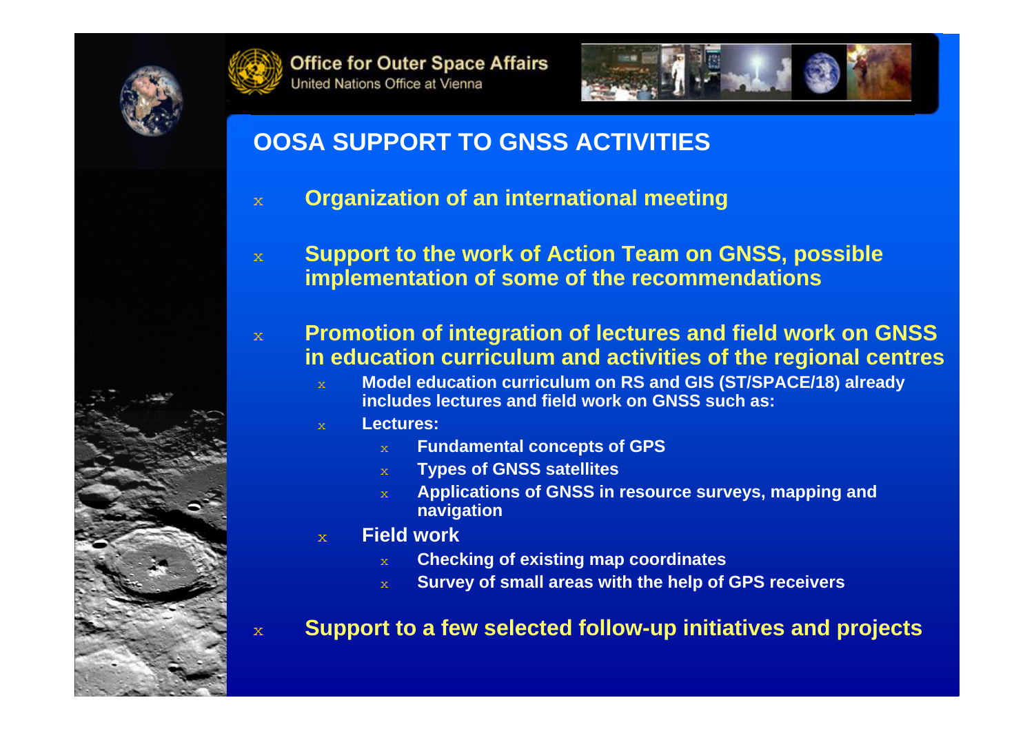## OOSA SUPPORT TO GNSS ACTIVITIES

- **Organization of an international meeting**
- **Support to the work of Action Team on GNSS, possible implementation of some of the recommendations**
- **Promotion of integration of lectures and field work on GNSS in education curriculum and activities of the regional centres**
  - **Model education curriculum on RS and GIS (ST/SPACE/18) already includes lectures and field work on GNSS such as:**
  - **Lectures:**
    - **Fundamental concepts of GPS**
    - **Types of GNSS satellites**
    - **Applications of GNSS in resource surveys, mapping and navigation**
  - **Field work**
    - **Checking of existing map coordinates**
    - **Survey of small areas with the help of GPS receivers**
- **Support to a few selected follow-up initiatives and projects**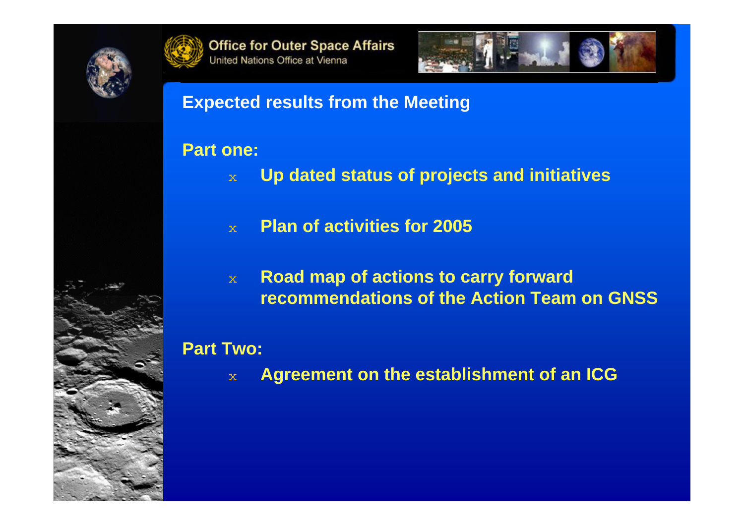## Expected results from the Meeting

**Part one:**

- **Up dated status of projects and initiatives**
- **Plan of activities for 2005**
- **Road map of actions to carry forward recommendations of the Action Team on GNSS**

**Part Two:**

- **Agreement on the establishment of an ICG**